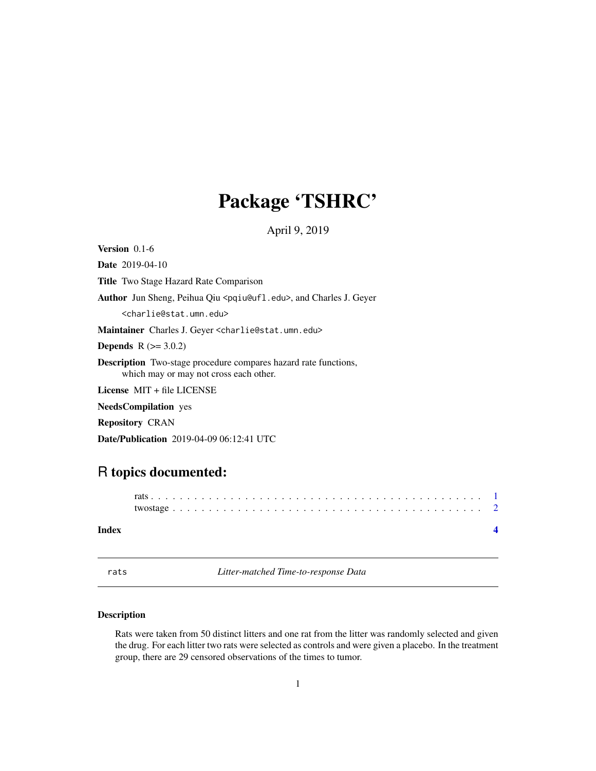# Package 'TSHRC'

April 9, 2019

**Version** 0.1-6

**Date** 2019-04-10

**Title** Two Stage Hazard Rate Comparison

**Author** Jun Sheng, Peihua Qiu <pqiu@ufl.edu>, and Charles J. Geyer <charlie@stat.umn.edu>

**Maintainer** Charles J. Geyer <charlie@stat.umn.edu>

**Depends** R (>= 3.0.2)

**Description** Two-stage procedure compares hazard rate functions, which may or may not cross each other.

**License** MIT + file LICENSE

**NeedsCompilation** yes

**Repository** CRAN

**Date/Publication** 2019-04-09 06:12:41 UTC

## R topics documented:

rats . . . . . . . . . . . . . . . . . . . . . . . . . . . . . . . . . . . . . . . . . . . . 1
twostage . . . . . . . . . . . . . . . . . . . . . . . . . . . . . . . . . . . . . . . . . 2

**Index** **4**

---

rats *Litter-matched Time-to-response Data*

---

### Description

Rats were taken from 50 distinct litters and one rat from the litter was randomly selected and given the drug. For each litter two rats were selected as controls and were given a placebo. In the treatment group, there are 29 censored observations of the times to tumor.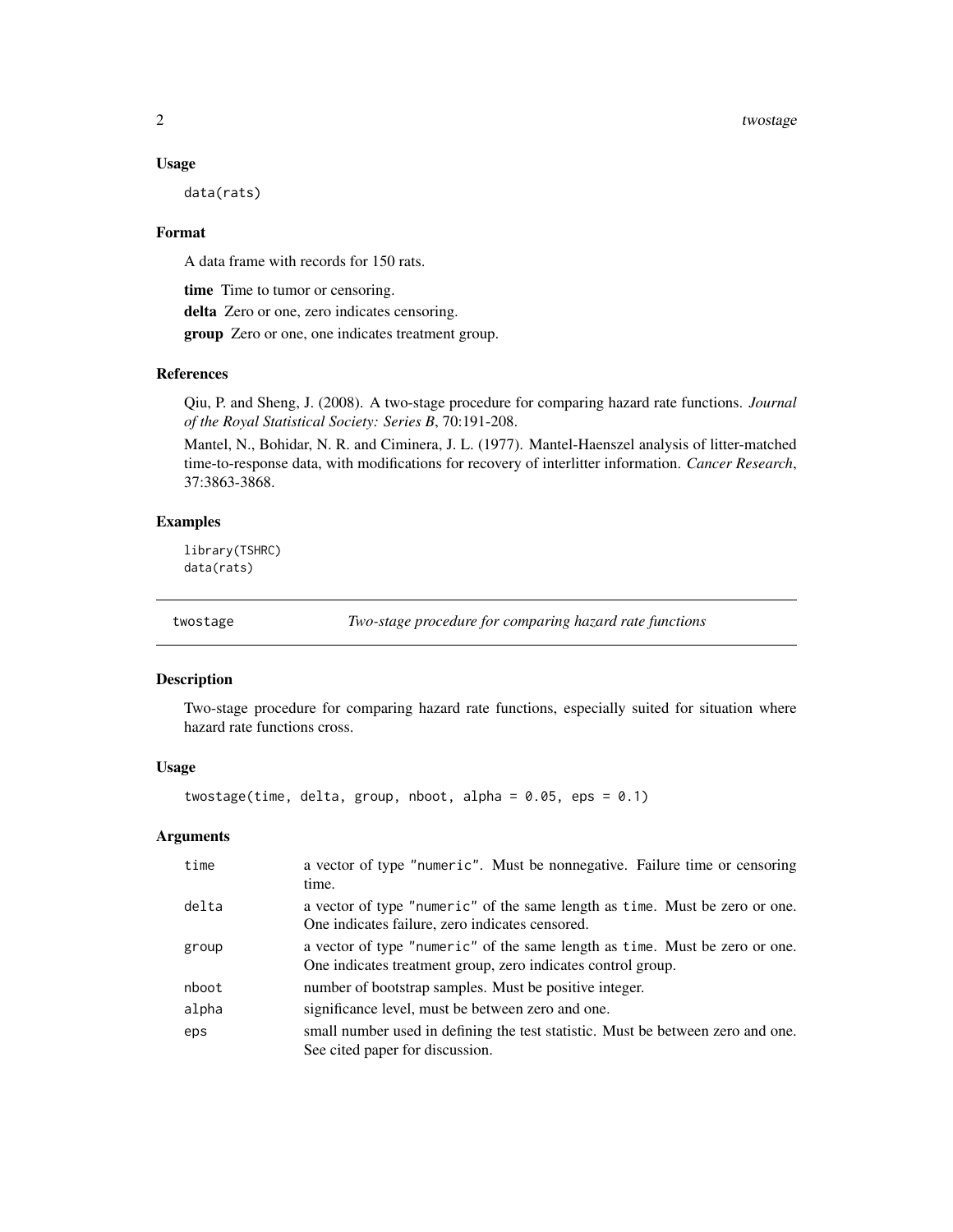### Usage

```
data(rats)
```

### Format

A data frame with records for 150 rats.

**time** Time to tumor or censoring.

**delta** Zero or one, zero indicates censoring.

**group** Zero or one, one indicates treatment group.

### References

Qiu, P. and Sheng, J. (2008). A two-stage procedure for comparing hazard rate functions. *Journal of the Royal Statistical Society: Series B*, 70:191-208.

Mantel, N., Bohidar, N. R. and Ciminera, J. L. (1977). Mantel-Haenszel analysis of litter-matched time-to-response data, with modifications for recovery of interlitter information. *Cancer Research*, 37:3863-3868.

### Examples

```
library(TSHRC)
data(rats)
```

---

## twostage — *Two-stage procedure for comparing hazard rate functions*

---

### Description

Two-stage procedure for comparing hazard rate functions, especially suited for situation where hazard rate functions cross.

### Usage

```
twostage(time, delta, group, nboot, alpha = 0.05, eps = 0.1)
```

### Arguments

| | |
|---|---|
| time | a vector of type "numeric". Must be nonnegative. Failure time or censoring time. |
| delta | a vector of type "numeric" of the same length as time. Must be zero or one. One indicates failure, zero indicates censored. |
| group | a vector of type "numeric" of the same length as time. Must be zero or one. One indicates treatment group, zero indicates control group. |
| nboot | number of bootstrap samples. Must be positive integer. |
| alpha | significance level, must be between zero and one. |
| eps | small number used in defining the test statistic. Must be between zero and one. See cited paper for discussion. |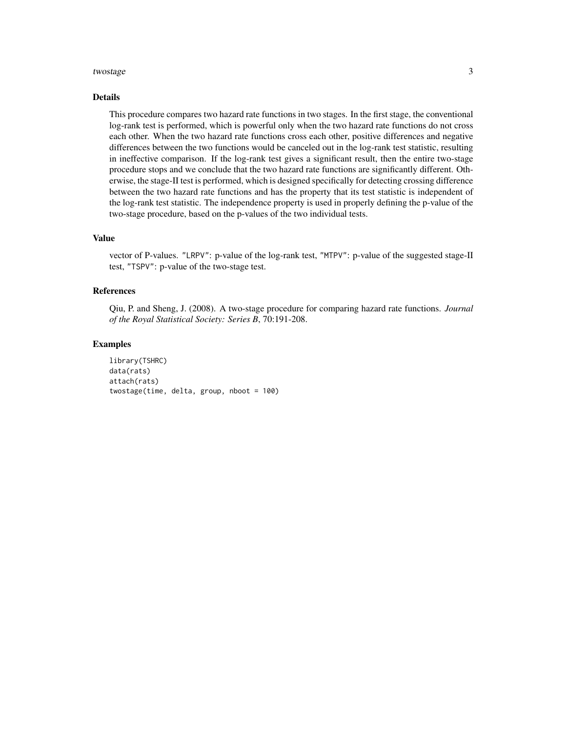## Details

This procedure compares two hazard rate functions in two stages. In the first stage, the conventional log-rank test is performed, which is powerful only when the two hazard rate functions do not cross each other. When the two hazard rate functions cross each other, positive differences and negative differences between the two functions would be canceled out in the log-rank test statistic, resulting in ineffective comparison. If the log-rank test gives a significant result, then the entire two-stage procedure stops and we conclude that the two hazard rate functions are significantly different. Otherwise, the stage-II test is performed, which is designed specifically for detecting crossing difference between the two hazard rate functions and has the property that its test statistic is independent of the log-rank test statistic. The independence property is used in properly defining the p-value of the two-stage procedure, based on the p-values of the two individual tests.

## Value

vector of P-values. `"LRPV"`: p-value of the log-rank test, `"MTPV"`: p-value of the suggested stage-II test, `"TSPV"`: p-value of the two-stage test.

## References

Qiu, P. and Sheng, J. (2008). A two-stage procedure for comparing hazard rate functions. *Journal of the Royal Statistical Society: Series B*, 70:191-208.

## Examples

```
library(TSHRC)
data(rats)
attach(rats)
twostage(time, delta, group, nboot = 100)
```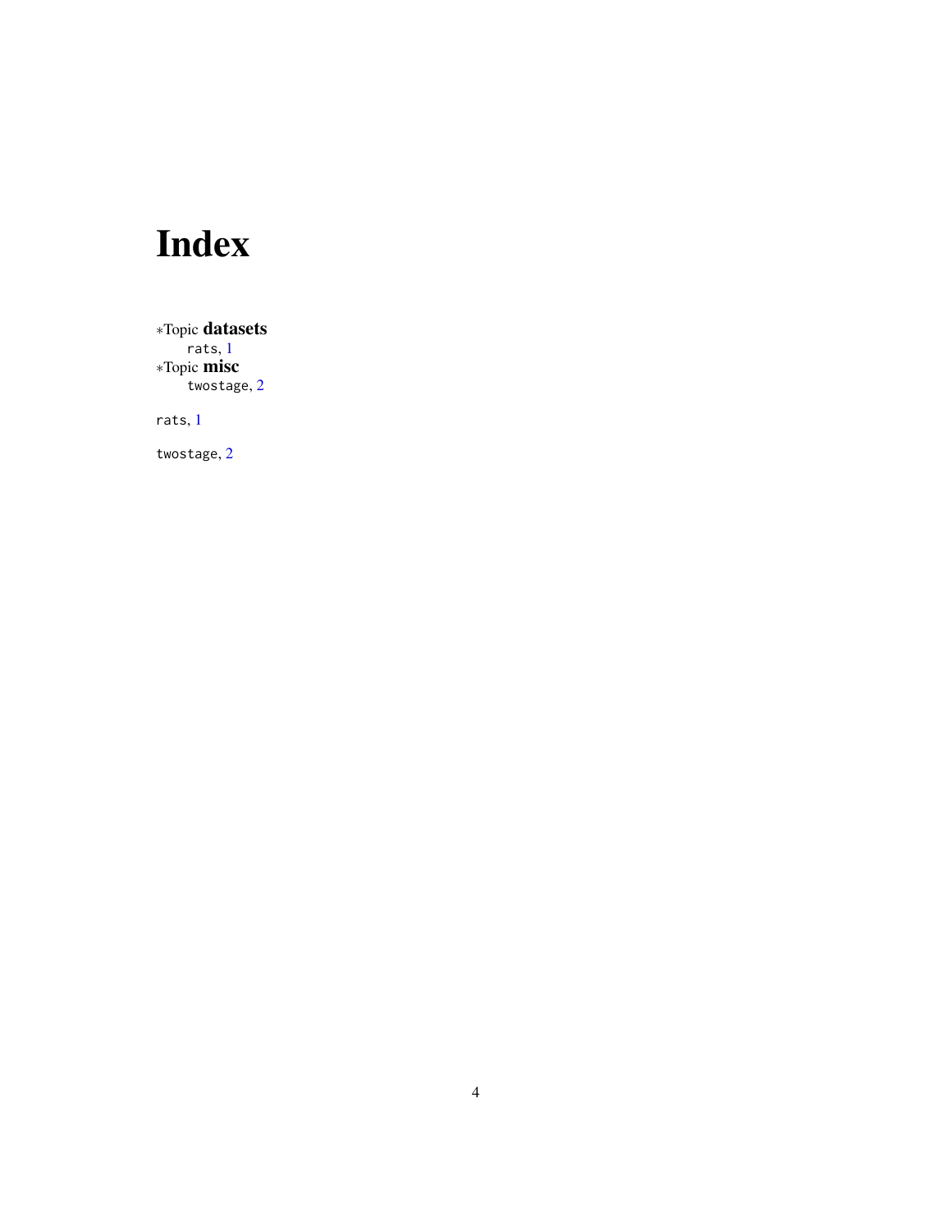# Index

∗Topic **datasets**
    `rats`, 1
∗Topic **misc**
    `twostage`, 2

`rats`, 1

`twostage`, 2